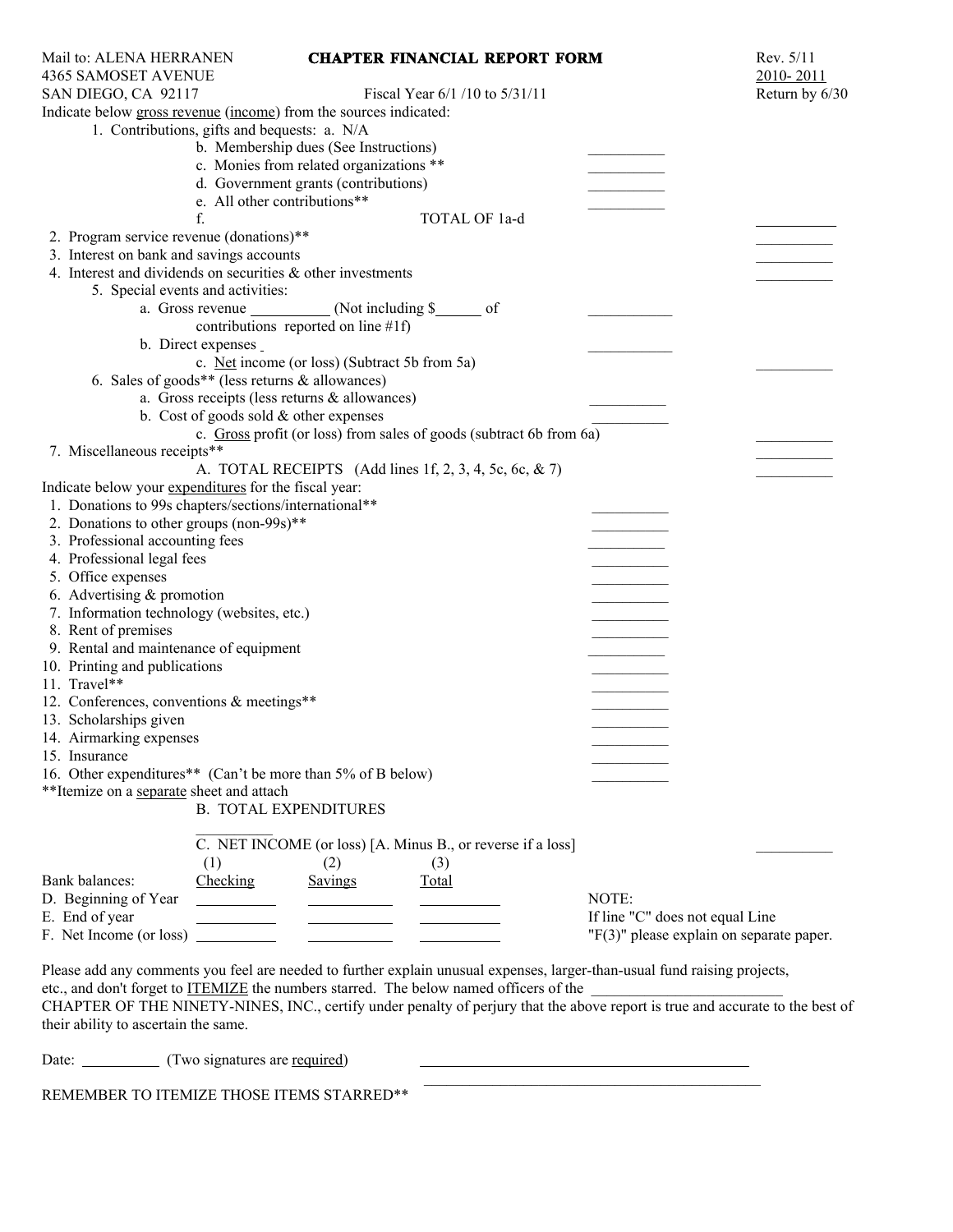Mail to: ALENA HERRANEN
4365 SAMOSET AVENUE
SAN DIEGO, CA 92117

# CHAPTER FINANCIAL REPORT FORM

Rev. 5/11
2010- 2011
Return by 6/30

Fiscal Year 6/1 /10 to 5/31/11

Indicate below gross revenue (income) from the sources indicated:

1. Contributions, gifts and bequests: a. N/A
   - b. Membership dues (See Instructions) __________
   - c. Monies from related organizations ** __________
   - d. Government grants (contributions) __________
   - e. All other contributions** __________
   - f. TOTAL OF 1a-d __________
2. Program service revenue (donations)** __________
3. Interest on bank and savings accounts __________
4. Interest and dividends on securities & other investments __________
5. Special events and activities:
   - a. Gross revenue __________ (Not including $______ of contributions reported on line #1f) __________
   - b. Direct expenses __________
   - c. Net income (or loss) (Subtract 5b from 5a) __________
6. Sales of goods** (less returns & allowances)
   - a. Gross receipts (less returns & allowances) __________
   - b. Cost of goods sold & other expenses __________
   - c. Gross profit (or loss) from sales of goods (subtract 6b from 6a) __________
7. Miscellaneous receipts** __________

A. TOTAL RECEIPTS (Add lines 1f, 2, 3, 4, 5c, 6c, & 7) __________

Indicate below your expenditures for the fiscal year:

1. Donations to 99s chapters/sections/international** __________
2. Donations to other groups (non-99s)** __________
3. Professional accounting fees __________
4. Professional legal fees __________
5. Office expenses __________
6. Advertising & promotion __________
7. Information technology (websites, etc.) __________
8. Rent of premises __________
9. Rental and maintenance of equipment __________
10. Printing and publications __________
11. Travel** __________
12. Conferences, conventions & meetings** __________
13. Scholarships given __________
14. Airmarking expenses __________
15. Insurance __________
16. Other expenditures** (Can't be more than 5% of B below) __________

**Itemize on a separate sheet and attach

B. TOTAL EXPENDITURES __________

C. NET INCOME (or loss) [A. Minus B., or reverse if a loss] __________

| Bank balances: | (1) Checking | (2) Savings | (3) Total |
|---|---|---|---|
| D. Beginning of Year | | | |
| E. End of year | | | |
| F. Net Income (or loss) | | | |

NOTE:
If line "C" does not equal Line "F(3)" please explain on separate paper.

Please add any comments you feel are needed to further explain unusual expenses, larger-than-usual fund raising projects, etc., and don't forget to ITEMIZE the numbers starred. The below named officers of the __________________________ CHAPTER OF THE NINETY-NINES, INC., certify under penalty of perjury that the above report is true and accurate to the best of their ability to ascertain the same.

Date: __________ (Two signatures are required) ____________________________________________

____________________________________________

REMEMBER TO ITEMIZE THOSE ITEMS STARRED**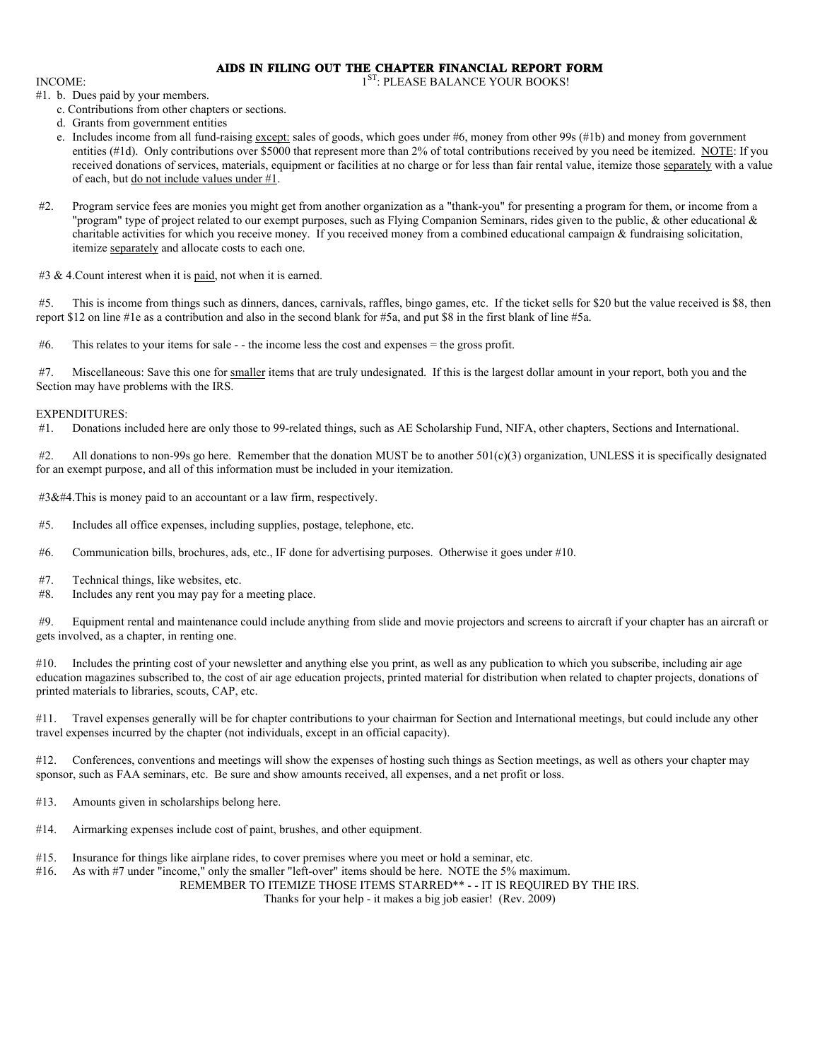# AIDS IN FILING OUT THE CHAPTER FINANCIAL REPORT FORM

INCOME:

1ST: PLEASE BALANCE YOUR BOOKS!

#1. b. Dues paid by your members.

c. Contributions from other chapters or sections.

d. Grants from government entities

e. Includes income from all fund-raising <u>except:</u> sales of goods, which goes under #6, money from other 99s (#1b) and money from government entities (#1d). Only contributions over $5000 that represent more than 2% of total contributions received by you need be itemized. <u>NOTE</u>: If you received donations of services, materials, equipment or facilities at no charge or for less than fair rental value, itemize those <u>separately</u> with a value of each, but <u>do not include values under #1</u>.

#2. Program service fees are monies you might get from another organization as a "thank-you" for presenting a program for them, or income from a "program" type of project related to our exempt purposes, such as Flying Companion Seminars, rides given to the public, & other educational & charitable activities for which you receive money. If you received money from a combined educational campaign & fundraising solicitation, itemize <u>separately</u> and allocate costs to each one.

#3 & 4. Count interest when it is <u>paid</u>, not when it is earned.

#5. This is income from things such as dinners, dances, carnivals, raffles, bingo games, etc. If the ticket sells for $20 but the value received is $8, then report $12 on line #1e as a contribution and also in the second blank for #5a, and put $8 in the first blank of line #5a.

#6. This relates to your items for sale - - the income less the cost and expenses = the gross profit.

#7. Miscellaneous: Save this one for <u>smaller</u> items that are truly undesignated. If this is the largest dollar amount in your report, both you and the Section may have problems with the IRS.

EXPENDITURES:

#1. Donations included here are only those to 99-related things, such as AE Scholarship Fund, NIFA, other chapters, Sections and International.

#2. All donations to non-99s go here. Remember that the donation MUST be to another 501(c)(3) organization, UNLESS it is specifically designated for an exempt purpose, and all of this information must be included in your itemization.

#3&#4. This is money paid to an accountant or a law firm, respectively.

#5. Includes all office expenses, including supplies, postage, telephone, etc.

#6. Communication bills, brochures, ads, etc., IF done for advertising purposes. Otherwise it goes under #10.

#7. Technical things, like websites, etc.

#8. Includes any rent you may pay for a meeting place.

#9. Equipment rental and maintenance could include anything from slide and movie projectors and screens to aircraft if your chapter has an aircraft or gets involved, as a chapter, in renting one.

#10. Includes the printing cost of your newsletter and anything else you print, as well as any publication to which you subscribe, including air age education magazines subscribed to, the cost of air age education projects, printed material for distribution when related to chapter projects, donations of printed materials to libraries, scouts, CAP, etc.

#11. Travel expenses generally will be for chapter contributions to your chairman for Section and International meetings, but could include any other travel expenses incurred by the chapter (not individuals, except in an official capacity).

#12. Conferences, conventions and meetings will show the expenses of hosting such things as Section meetings, as well as others your chapter may sponsor, such as FAA seminars, etc. Be sure and show amounts received, all expenses, and a net profit or loss.

#13. Amounts given in scholarships belong here.

#14. Airmarking expenses include cost of paint, brushes, and other equipment.

#15. Insurance for things like airplane rides, to cover premises where you meet or hold a seminar, etc.

#16. As with #7 under "income," only the smaller "left-over" items should be here. NOTE the 5% maximum.

REMEMBER TO ITEMIZE THOSE ITEMS STARRED** - - IT IS REQUIRED BY THE IRS.

Thanks for your help - it makes a big job easier! (Rev. 2009)